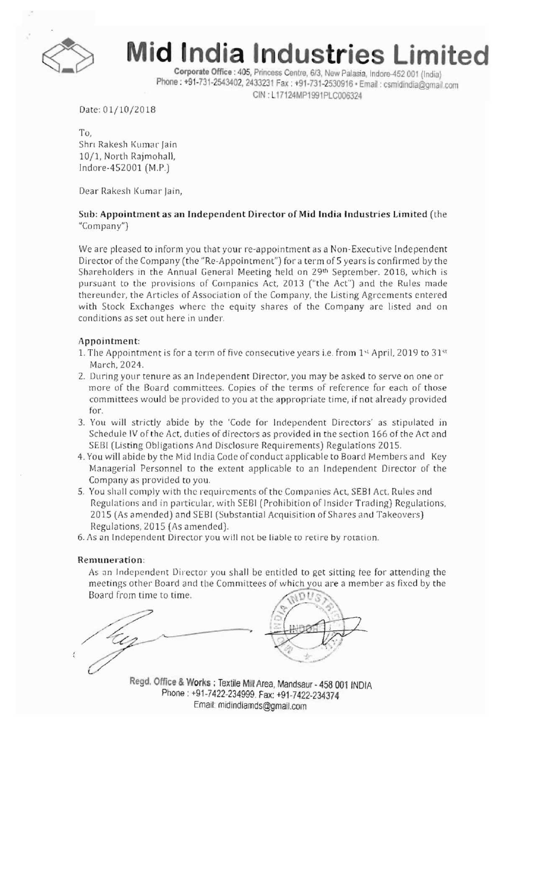# Mid India Industries Limited

**Corporate Office** : 405, Princess Centre, 6/3, New Palasia, Indore-452 001 (India)
Phone : +91-731-2543402, 2433231 Fax : +91-731-2530916 • Email : csmidindia@gmail.com
CIN : L17124MP1991PLC006324

Date: 01/10/2018

To,
Shri Rakesh Kumar Jain
10/1, North Rajmohall,
Indore-452001 (M.P.)

Dear Rakesh Kumar Jain,

**Sub: Appointment as an Independent Director of Mid India Industries Limited** (the "Company")

We are pleased to inform you that your re-appointment as a Non-Executive Independent Director of the Company (the "Re-Appointment") for a term of 5 years is confirmed by the Shareholders in the Annual General Meeting held on 29th September. 2018, which is pursuant to the provisions of Companies Act, 2013 ("the Act") and the Rules made thereunder, the Articles of Association of the Company, the Listing Agreements entered with Stock Exchanges where the equity shares of the Company are listed and on conditions as set out here in under.

**Appointment:**

1. The Appointment is for a term of five consecutive years i.e. from 1st April, 2019 to 31st March, 2024.
2. During your tenure as an Independent Director, you may be asked to serve on one or more of the Board committees. Copies of the terms of reference for each of those committees would be provided to you at the appropriate time, if not already provided for.
3. You will strictly abide by the 'Code for Independent Directors' as stipulated in Schedule IV of the Act, duties of directors as provided in the section 166 of the Act and SEBI (Listing Obligations And Disclosure Requirements) Regulations 2015.
4. You will abide by the Mid India Code of conduct applicable to Board Members and Key Managerial Personnel to the extent applicable to an Independent Director of the Company as provided to you.
5. You shall comply with the requirements of the Companies Act, SEBI Act, Rules and Regulations and in particular, with SEBI (Prohibition of Insider Trading) Regulations, 2015 (As amended) and SEBI (Substantial Acquisition of Shares and Takeovers) Regulations, 2015 (As amended).
6. As an Independent Director you will not be liable to retire by rotation.

**Remuneration:**

As an Independent Director you shall be entitled to get sitting fee for attending the meetings other Board and the Committees of which you are a member as fixed by the Board from time to time.

**Regd. Office & Works** : Textile Mill Area, Mandsaur - 458 001 INDIA
Phone : +91-7422-234999. Fax: +91-7422-234374
Email: midindiamds@gmail.com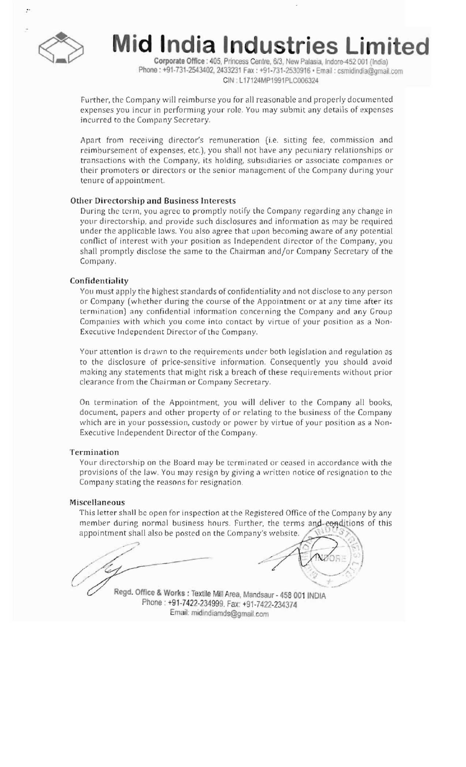Further, the Company will reimburse you for all reasonable and properly documented expenses you incur in performing your role. You may submit any details of expenses incurred to the Company Secretary.

Apart from receiving director's remuneration (i.e. sitting fee, commission and reimbursement of expenses, etc.), you shall not have any pecuniary relationships or transactions with the Company, its holding, subsidiaries or associate companies or their promoters or directors or the senior management of the Company during your tenure of appointment.

**Other Directorship and Business Interests**

During the term, you agree to promptly notify the Company regarding any change in your directorship, and provide such disclosures and information as may be required under the applicable laws. You also agree that upon becoming aware of any potential conflict of interest with your position as Independent director of the Company, you shall promptly disclose the same to the Chairman and/or Company Secretary of the Company.

**Confidentiality**

You must apply the highest standards of confidentiality and not disclose to any person or Company (whether during the course of the Appointment or at any time after its termination) any confidential information concerning the Company and any Group Companies with which you come into contact by virtue of your position as a Non-Executive Independent Director of the Company.

Your attention is drawn to the requirements under both legislation and regulation as to the disclosure of price-sensitive information. Consequently you should avoid making any statements that might risk a breach of these requirements without prior clearance from the Chairman or Company Secretary.

On termination of the Appointment, you will deliver to the Company all books, document, papers and other property of or relating to the business of the Company which are in your possession, custody or power by virtue of your position as a Non-Executive Independent Director of the Company.

**Termination**

Your directorship on the Board may be terminated or ceased in accordance with the provisions of the law. You may resign by giving a written notice of resignation to the Company stating the reasons for resignation.

**Miscellaneous**

This letter shall be open for inspection at the Registered Office of the Company by any member during normal business hours. Further, the terms and conditions of this appointment shall also be posted on the Company's website.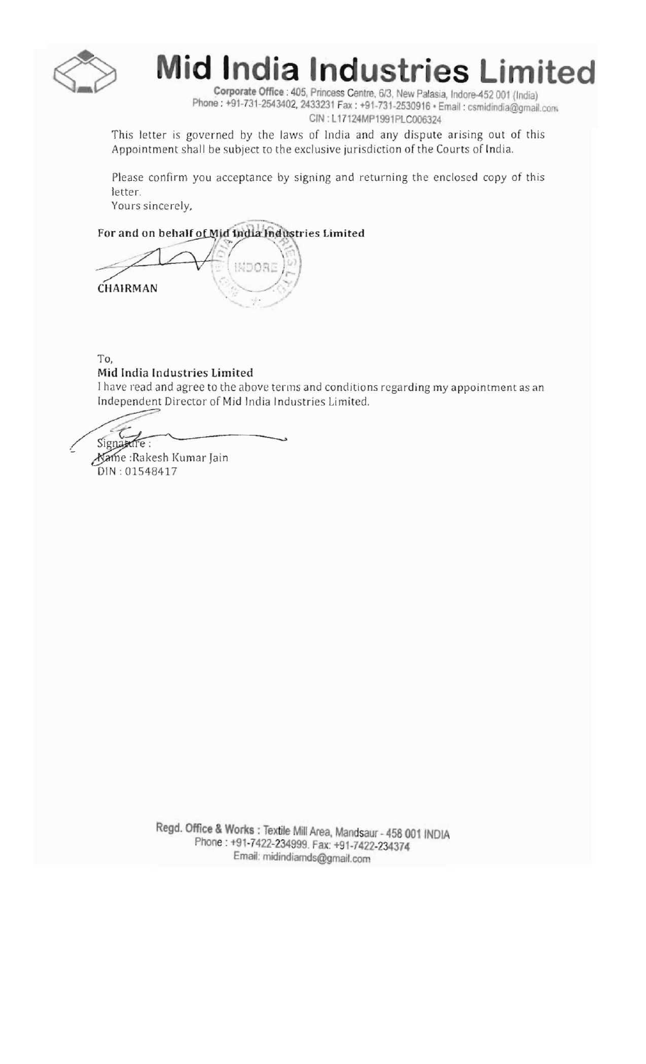# Mid India Industries Limited

Corporate Office : 405, Princess Centre, 6/3, New Palasia, Indore-452 001 (India)
Phone : +91-731-2543402, 2433231 Fax : +91-731-2530916 • Email : csmidindia@gmail.com
CIN : L17124MP1991PLC006324

This letter is governed by the laws of India and any dispute arising out of this Appointment shall be subject to the exclusive jurisdiction of the Courts of India.

Please confirm you acceptance by signing and returning the enclosed copy of this letter.

Yours sincerely,

**For and on behalf of Mid India Industries Limited**

CHAIRMAN

To,

**Mid India Industries Limited**

I have read and agree to the above terms and conditions regarding my appointment as an Independent Director of Mid India Industries Limited.

Signature :

Name :Rakesh Kumar Jain

DIN : 01548417

Regd. Office & Works : Textile Mill Area, Mandsaur - 458 001 INDIA
Phone : +91-7422-234999. Fax: +91-7422-234374
Email: midindiamds@gmail.com